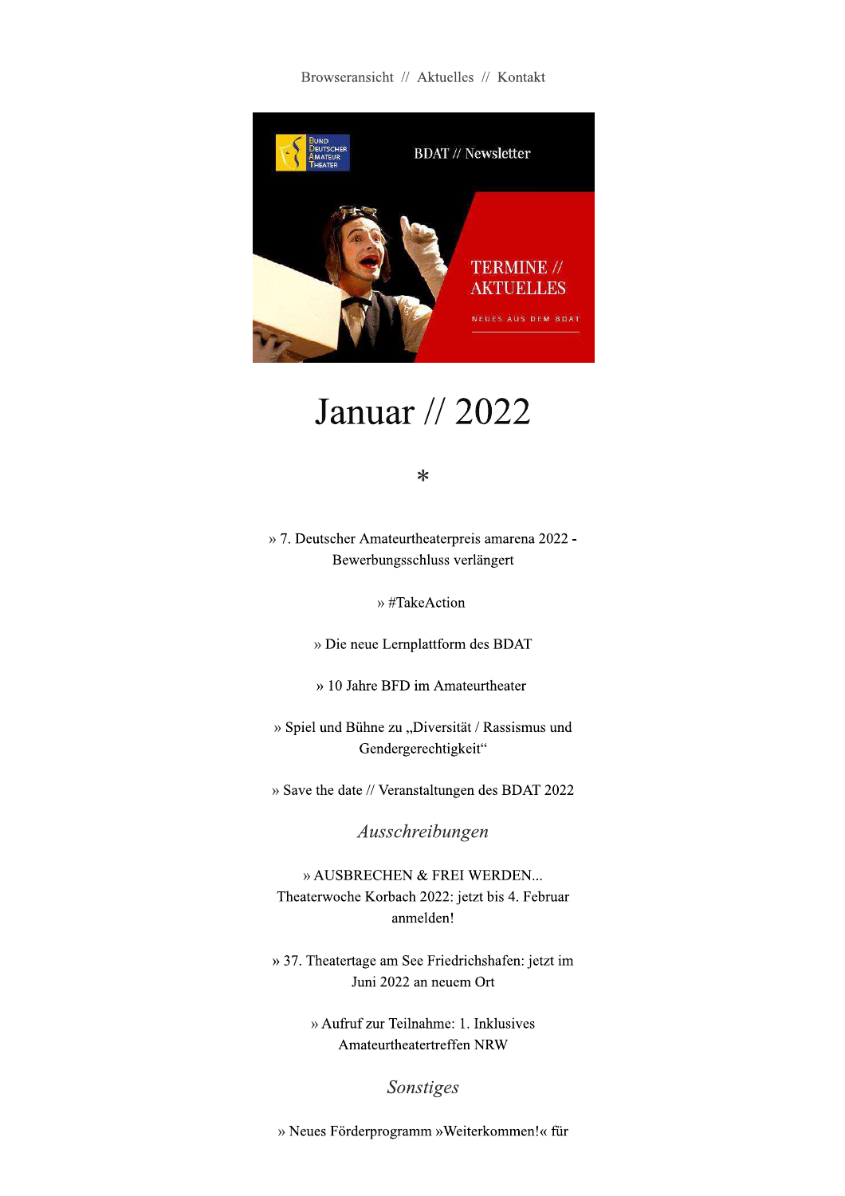Browseransicht // Aktuelles // Kontakt

BDAT // Newsletter

TERMINE // AKTUELLES

NEUES AUS DEM BDAT

# Januar // 2022

*

» 7. Deutscher Amateurtheaterpreis amarena 2022 - Bewerbungsschluss verlängert

» #TakeAction

» Die neue Lernplattform des BDAT

» 10 Jahre BFD im Amateurtheater

» Spiel und Bühne zu „Diversität / Rassismus und Gendergerechtigkeit“

» Save the date // Veranstaltungen des BDAT 2022

## *Ausschreibungen*

» AUSBRECHEN & FREI WERDEN... Theaterwoche Korbach 2022: jetzt bis 4. Februar anmelden!

» 37. Theatertage am See Friedrichshafen: jetzt im Juni 2022 an neuem Ort

» Aufruf zur Teilnahme: 1. Inklusives Amateurtheatertreffen NRW

## *Sonstiges*

» Neues Förderprogramm »Weiterkommen!« für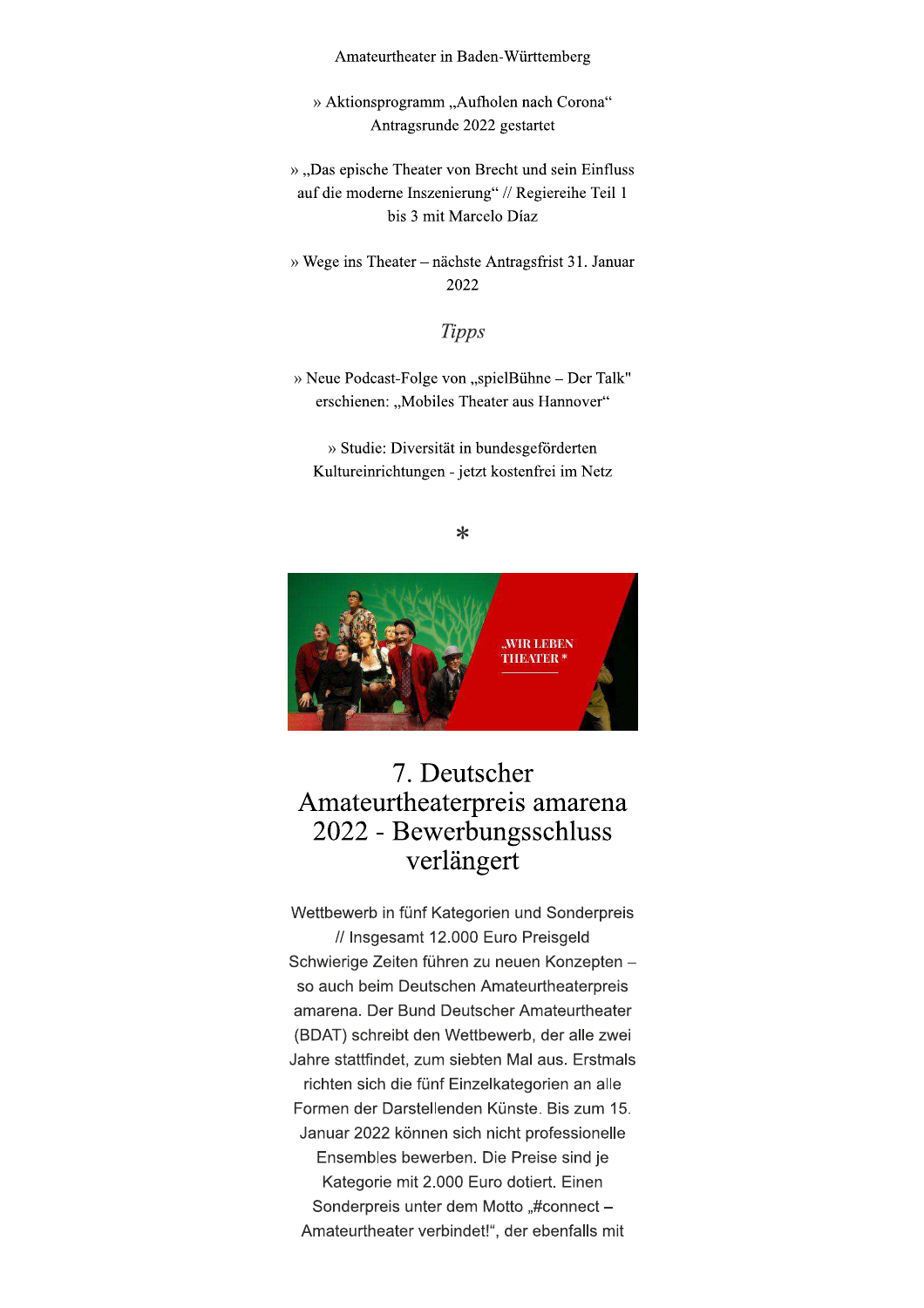Amateurtheater in Baden-Württemberg

» Aktionsprogramm „Aufholen nach Corona“ Antragsrunde 2022 gestartet

» „Das epische Theater von Brecht und sein Einfluss auf die moderne Inszenierung“ // Regiereihe Teil 1 bis 3 mit Marcelo Díaz

» Wege ins Theater – nächste Antragsfrist 31. Januar 2022

*Tipps*

» Neue Podcast-Folge von „spielBühne – Der Talk" erschienen: „Mobiles Theater aus Hannover“

» Studie: Diversität in bundesgeförderten Kultureinrichtungen - jetzt kostenfrei im Netz

*

„WIR LEBEN THEATER *

# 7. Deutscher Amateurtheaterpreis amarena 2022 - Bewerbungsschluss verlängert

Wettbewerb in fünf Kategorien und Sonderpreis // Insgesamt 12.000 Euro Preisgeld Schwierige Zeiten führen zu neuen Konzepten – so auch beim Deutschen Amateurtheaterpreis amarena. Der Bund Deutscher Amateurtheater (BDAT) schreibt den Wettbewerb, der alle zwei Jahre stattfindet, zum siebten Mal aus. Erstmals richten sich die fünf Einzelkategorien an alle Formen der Darstellenden Künste. Bis zum 15. Januar 2022 können sich nicht professionelle Ensembles bewerben. Die Preise sind je Kategorie mit 2.000 Euro dotiert. Einen Sonderpreis unter dem Motto „#connect – Amateurtheater verbindet!“, der ebenfalls mit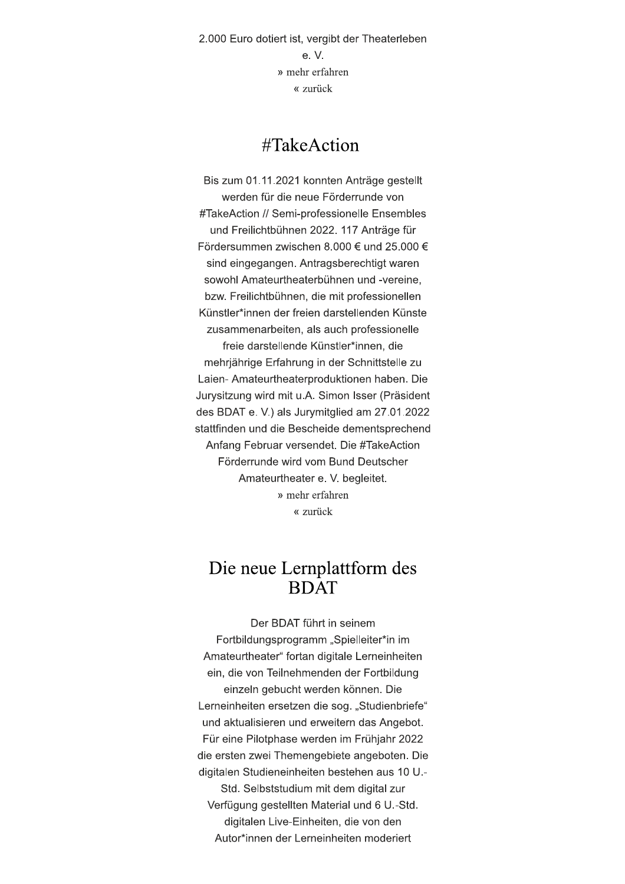2.000 Euro dotiert ist, vergibt der Theaterleben e. V.

» mehr erfahren

« zurück

## #TakeAction

Bis zum 01.11.2021 konnten Anträge gestellt werden für die neue Förderrunde von #TakeAction // Semi-professionelle Ensembles und Freilichtbühnen 2022. 117 Anträge für Fördersummen zwischen 8.000 € und 25.000 € sind eingegangen. Antragsberechtigt waren sowohl Amateurtheaterbühnen und -vereine, bzw. Freilichtbühnen, die mit professionellen Künstler*innen der freien darstellenden Künste zusammenarbeiten, als auch professionelle freie darstellende Künstler*innen, die mehrjährige Erfahrung in der Schnittstelle zu Laien- Amateurtheaterproduktionen haben. Die Jurysitzung wird mit u.A. Simon Isser (Präsident des BDAT e. V.) als Jurymitglied am 27.01.2022 stattfinden und die Bescheide dementsprechend Anfang Februar versendet. Die #TakeAction Förderrunde wird vom Bund Deutscher Amateurtheater e. V. begleitet.

» mehr erfahren

« zurück

## Die neue Lernplattform des BDAT

Der BDAT führt in seinem Fortbildungsprogramm „Spielleiter*in im Amateurtheater“ fortan digitale Lerneinheiten ein, die von Teilnehmenden der Fortbildung einzeln gebucht werden können. Die Lerneinheiten ersetzen die sog. „Studienbriefe“ und aktualisieren und erweitern das Angebot. Für eine Pilotphase werden im Frühjahr 2022 die ersten zwei Themengebiete angeboten. Die digitalen Studieneinheiten bestehen aus 10 U.-Std. Selbststudium mit dem digital zur Verfügung gestellten Material und 6 U.-Std. digitalen Live-Einheiten, die von den Autor*innen der Lerneinheiten moderiert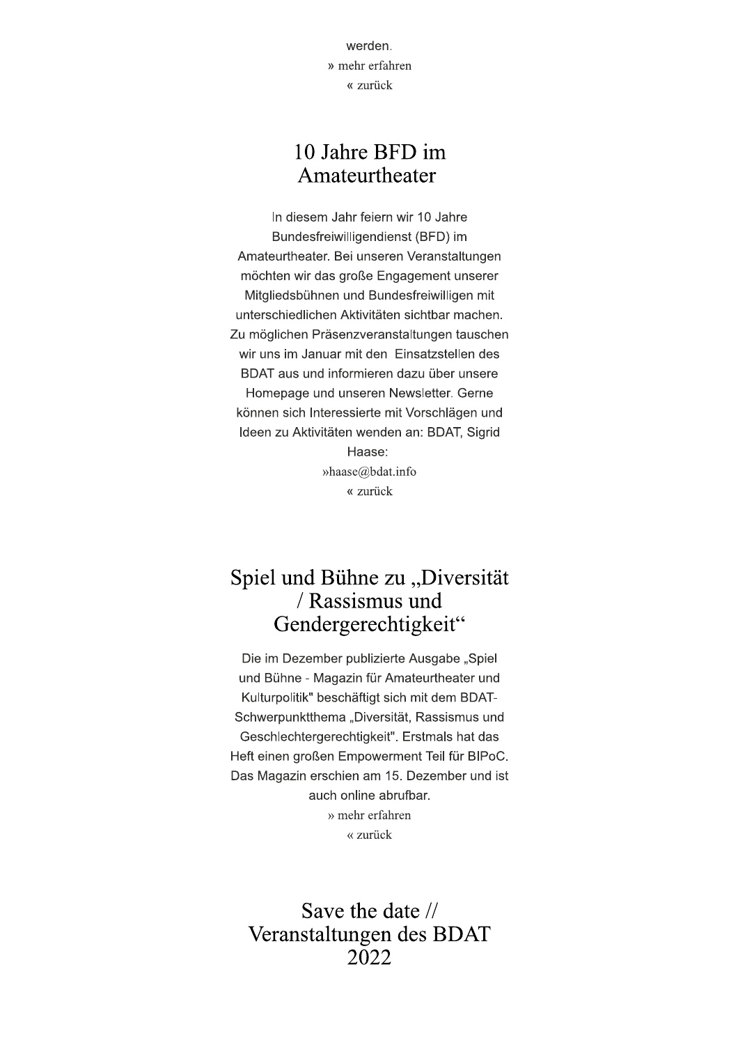werden.

» mehr erfahren

« zurück

## 10 Jahre BFD im Amateurtheater

In diesem Jahr feiern wir 10 Jahre Bundesfreiwilligendienst (BFD) im Amateurtheater. Bei unseren Veranstaltungen möchten wir das große Engagement unserer Mitgliedsbühnen und Bundesfreiwilligen mit unterschiedlichen Aktivitäten sichtbar machen. Zu möglichen Präsenzveranstaltungen tauschen wir uns im Januar mit den Einsatzstellen des BDAT aus und informieren dazu über unsere Homepage und unseren Newsletter. Gerne können sich Interessierte mit Vorschlägen und Ideen zu Aktivitäten wenden an: BDAT, Sigrid Haase:

»haase@bdat.info

« zurück

## Spiel und Bühne zu „Diversität / Rassismus und Gendergerechtigkeit“

Die im Dezember publizierte Ausgabe „Spiel und Bühne - Magazin für Amateurtheater und Kulturpolitik" beschäftigt sich mit dem BDAT-Schwerpunktthema „Diversität, Rassismus und Geschlechtergerechtigkeit". Erstmals hat das Heft einen großen Empowerment Teil für BIPoC. Das Magazin erschien am 15. Dezember und ist auch online abrufbar.

» mehr erfahren

« zurück

## Save the date // Veranstaltungen des BDAT 2022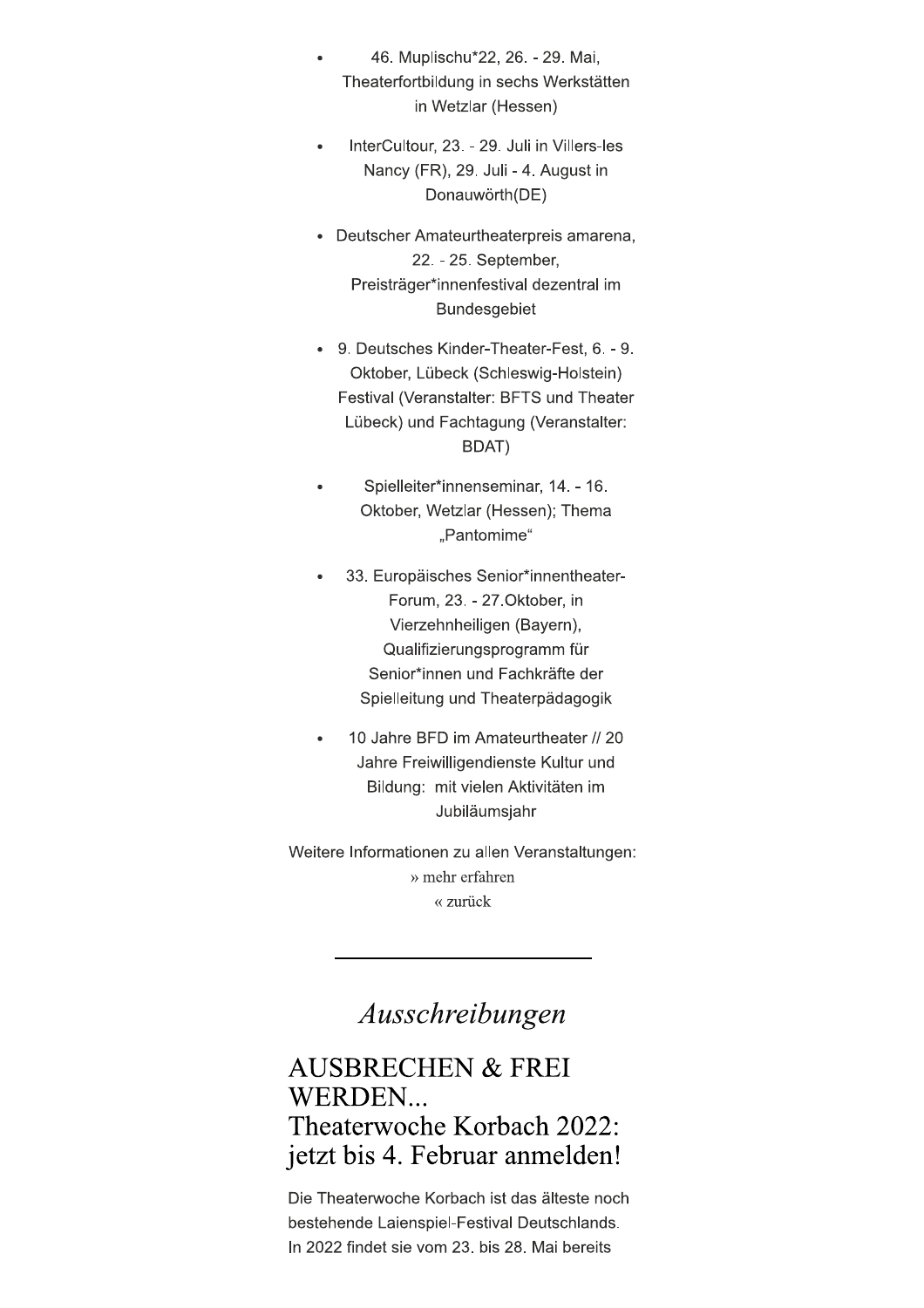- 46. Muplischu*22, 26. - 29. Mai, Theaterfortbildung in sechs Werkstätten in Wetzlar (Hessen)
- InterCultour, 23. - 29. Juli in Villers-les Nancy (FR), 29. Juli - 4. August in Donauwörth(DE)
- Deutscher Amateurtheaterpreis amarena, 22. - 25. September, Preisträger*innenfestival dezentral im Bundesgebiet
- 9. Deutsches Kinder-Theater-Fest, 6. - 9. Oktober, Lübeck (Schleswig-Holstein) Festival (Veranstalter: BFTS und Theater Lübeck) und Fachtagung (Veranstalter: BDAT)
- Spielleiter*innenseminar, 14. - 16. Oktober, Wetzlar (Hessen); Thema „Pantomime"
- 33. Europäisches Senior*innentheater-Forum, 23. - 27.Oktober, in Vierzehnheiligen (Bayern), Qualifizierungsprogramm für Senior*innen und Fachkräfte der Spielleitung und Theaterpädagogik
- 10 Jahre BFD im Amateurtheater // 20 Jahre Freiwilligendienste Kultur und Bildung: mit vielen Aktivitäten im Jubiläumsjahr

Weitere Informationen zu allen Veranstaltungen:

» mehr erfahren

« zurück

---

## *Ausschreibungen*

## AUSBRECHEN & FREI WERDEN... Theaterwoche Korbach 2022: jetzt bis 4. Februar anmelden!

Die Theaterwoche Korbach ist das älteste noch bestehende Laienspiel-Festival Deutschlands. In 2022 findet sie vom 23. bis 28. Mai bereits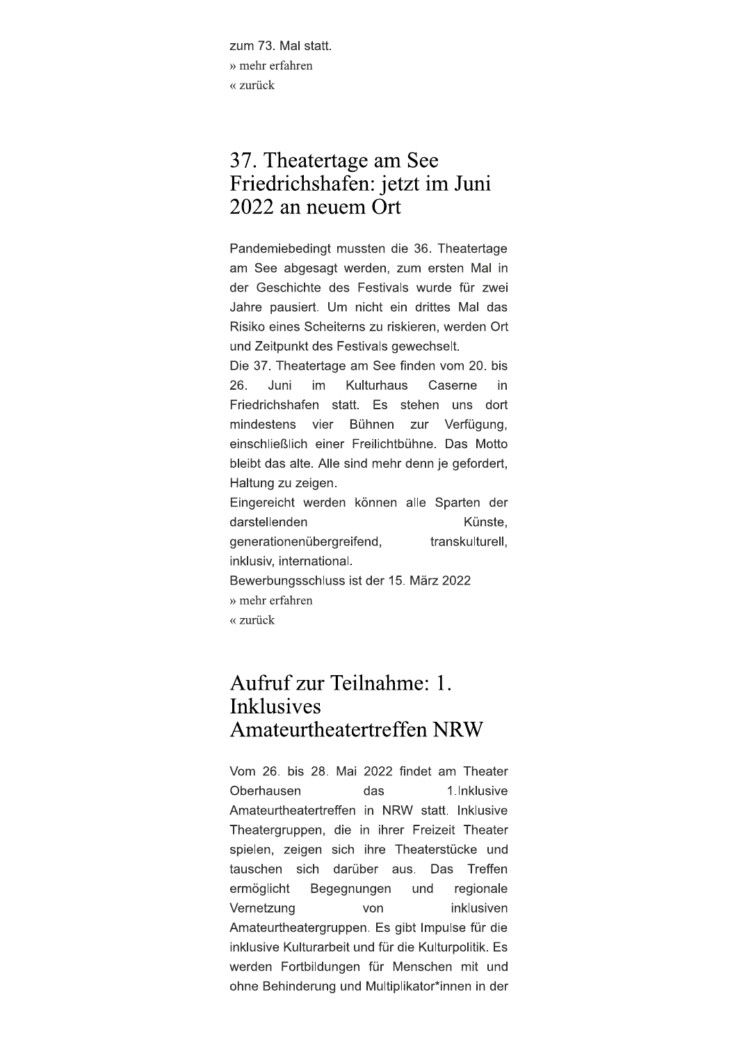zum 73. Mal statt.

» mehr erfahren

« zurück

## 37. Theatertage am See Friedrichshafen: jetzt im Juni 2022 an neuem Ort

Pandemiebedingt mussten die 36. Theatertage am See abgesagt werden, zum ersten Mal in der Geschichte des Festivals wurde für zwei Jahre pausiert. Um nicht ein drittes Mal das Risiko eines Scheiterns zu riskieren, werden Ort und Zeitpunkt des Festivals gewechselt.

Die 37. Theatertage am See finden vom 20. bis 26. Juni im Kulturhaus Caserne in Friedrichshafen statt. Es stehen uns dort mindestens vier Bühnen zur Verfügung, einschließlich einer Freilichtbühne. Das Motto bleibt das alte. Alle sind mehr denn je gefordert, Haltung zu zeigen.

Eingereicht werden können alle Sparten der darstellenden Künste, generationenübergreifend, transkulturell, inklusiv, international.

Bewerbungsschluss ist der 15. März 2022

» mehr erfahren

« zurück

## Aufruf zur Teilnahme: 1. Inklusives Amateurtheatertreffen NRW

Vom 26. bis 28. Mai 2022 findet am Theater Oberhausen das 1.Inklusive Amateurtheatertreffen in NRW statt. Inklusive Theatergruppen, die in ihrer Freizeit Theater spielen, zeigen sich ihre Theaterstücke und tauschen sich darüber aus. Das Treffen ermöglicht Begegnungen und regionale Vernetzung von inklusiven Amateurtheatergruppen. Es gibt Impulse für die inklusive Kulturarbeit und für die Kulturpolitik. Es werden Fortbildungen für Menschen mit und ohne Behinderung und Multiplikator*innen in der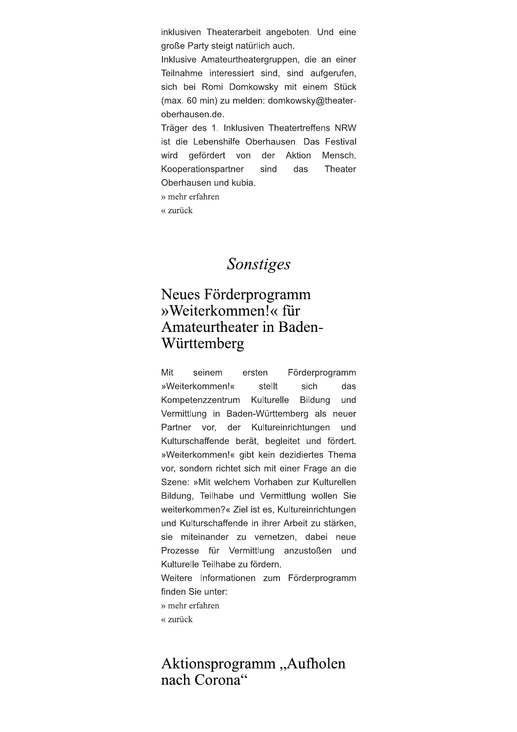inklusiven Theaterarbeit angeboten. Und eine große Party steigt natürlich auch.

Inklusive Amateurtheatergruppen, die an einer Teilnahme interessiert sind, sind aufgerufen, sich bei Romi Domkowsky mit einem Stück (max. 60 min) zu melden: domkowsky@theater-oberhausen.de.

Träger des 1. Inklusiven Theatertreffens NRW ist die Lebenshilfe Oberhausen. Das Festival wird gefördert von der Aktion Mensch. Kooperationspartner sind das Theater Oberhausen und kubia.

» mehr erfahren

« zurück

# *Sonstiges*

## Neues Förderprogramm »Weiterkommen!« für Amateurtheater in Baden-Württemberg

Mit seinem ersten Förderprogramm »Weiterkommen!« stellt sich das Kompetenzzentrum Kulturelle Bildung und Vermittlung in Baden-Württemberg als neuer Partner vor, der Kultureinrichtungen und Kulturschaffende berät, begleitet und fördert. »Weiterkommen!« gibt kein dezidiertes Thema vor, sondern richtet sich mit einer Frage an die Szene: »Mit welchem Vorhaben zur Kulturellen Bildung, Teilhabe und Vermittlung wollen Sie weiterkommen?« Ziel ist es, Kultureinrichtungen und Kulturschaffende in ihrer Arbeit zu stärken, sie miteinander zu vernetzen, dabei neue Prozesse für Vermittlung anzustoßen und Kulturelle Teilhabe zu fördern.

Weitere Informationen zum Förderprogramm finden Sie unter:

» mehr erfahren

« zurück

## Aktionsprogramm „Aufholen nach Corona"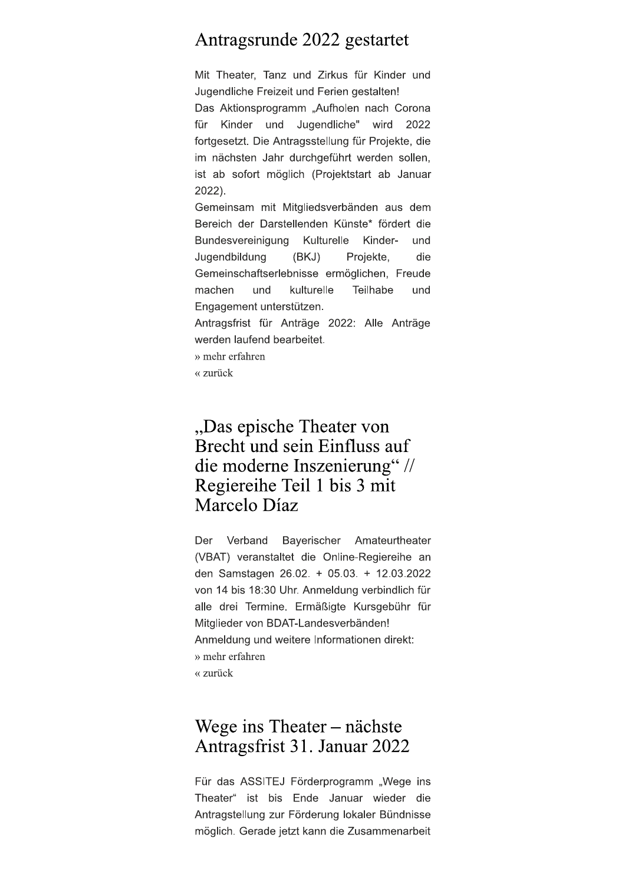## Antragsrunde 2022 gestartet

Mit Theater, Tanz und Zirkus für Kinder und Jugendliche Freizeit und Ferien gestalten!
Das Aktionsprogramm „Aufholen nach Corona für Kinder und Jugendliche" wird 2022 fortgesetzt. Die Antragsstellung für Projekte, die im nächsten Jahr durchgeführt werden sollen, ist ab sofort möglich (Projektstart ab Januar 2022).
Gemeinsam mit Mitgliedsverbänden aus dem Bereich der Darstellenden Künste* fördert die Bundesvereinigung Kulturelle Kinder- und Jugendbildung (BKJ) Projekte, die Gemeinschaftserlebnisse ermöglichen, Freude machen und kulturelle Teilhabe und Engagement unterstützen.
Antragsfrist für Anträge 2022: Alle Anträge werden laufend bearbeitet.
» mehr erfahren
« zurück

## „Das epische Theater von Brecht und sein Einfluss auf die moderne Inszenierung" // Regiereihe Teil 1 bis 3 mit Marcelo Díaz

Der Verband Bayerischer Amateurtheater (VBAT) veranstaltet die Online-Regiereihe an den Samstagen 26.02. + 05.03. + 12.03.2022 von 14 bis 18:30 Uhr. Anmeldung verbindlich für alle drei Termine. Ermäßigte Kursgebühr für Mitglieder von BDAT-Landesverbänden!
Anmeldung und weitere Informationen direkt:
» mehr erfahren
« zurück

## Wege ins Theater – nächste Antragsfrist 31. Januar 2022

Für das ASSITEJ Förderprogramm „Wege ins Theater" ist bis Ende Januar wieder die Antragstellung zur Förderung lokaler Bündnisse möglich. Gerade jetzt kann die Zusammenarbeit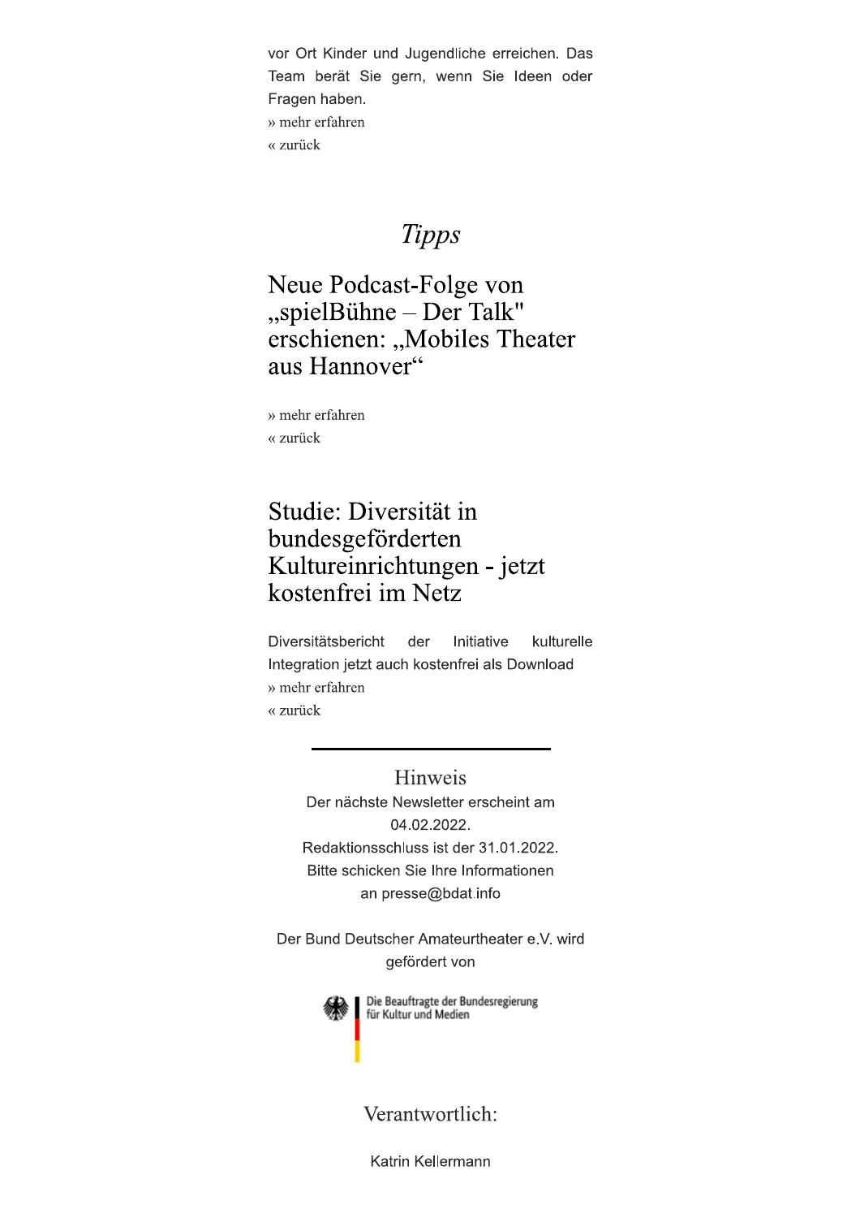vor Ort Kinder und Jugendliche erreichen. Das Team berät Sie gern, wenn Sie Ideen oder Fragen haben.

» mehr erfahren

« zurück

# *Tipps*

## Neue Podcast-Folge von „spielBühne – Der Talk" erschienen: „Mobiles Theater aus Hannover“

» mehr erfahren

« zurück

## Studie: Diversität in bundesgeförderten Kultureinrichtungen - jetzt kostenfrei im Netz

Diversitätsbericht der Initiative kulturelle Integration jetzt auch kostenfrei als Download

» mehr erfahren

« zurück

---

### Hinweis

Der nächste Newsletter erscheint am 04.02.2022.
Redaktionsschluss ist der 31.01.2022.
Bitte schicken Sie Ihre Informationen an presse@bdat.info

Der Bund Deutscher Amateurtheater e.V. wird gefördert von

Die Beauftragte der Bundesregierung für Kultur und Medien

### Verantwortlich:

Katrin Kellermann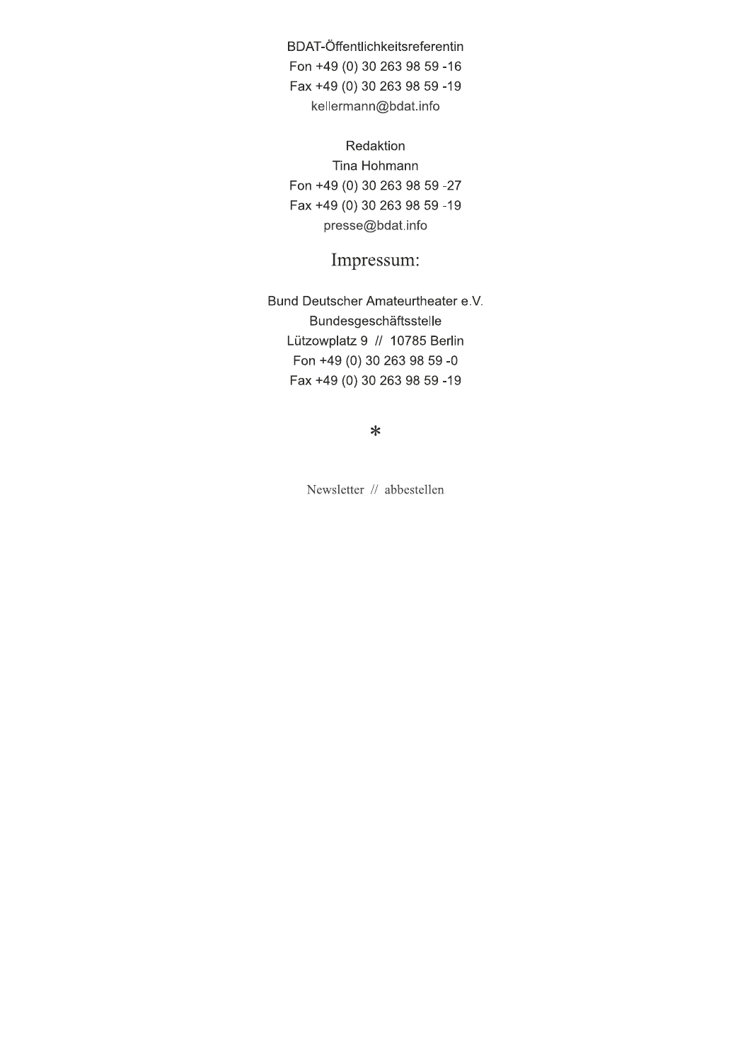BDAT-Öffentlichkeitsreferentin
Fon +49 (0) 30 263 98 59 -16
Fax +49 (0) 30 263 98 59 -19
kellermann@bdat.info

Redaktion
Tina Hohmann
Fon +49 (0) 30 263 98 59 -27
Fax +49 (0) 30 263 98 59 -19
presse@bdat.info

## Impressum:

Bund Deutscher Amateurtheater e.V.
Bundesgeschäftsstelle
Lützowplatz 9 // 10785 Berlin
Fon +49 (0) 30 263 98 59 -0
Fax +49 (0) 30 263 98 59 -19

*

Newsletter // abbestellen